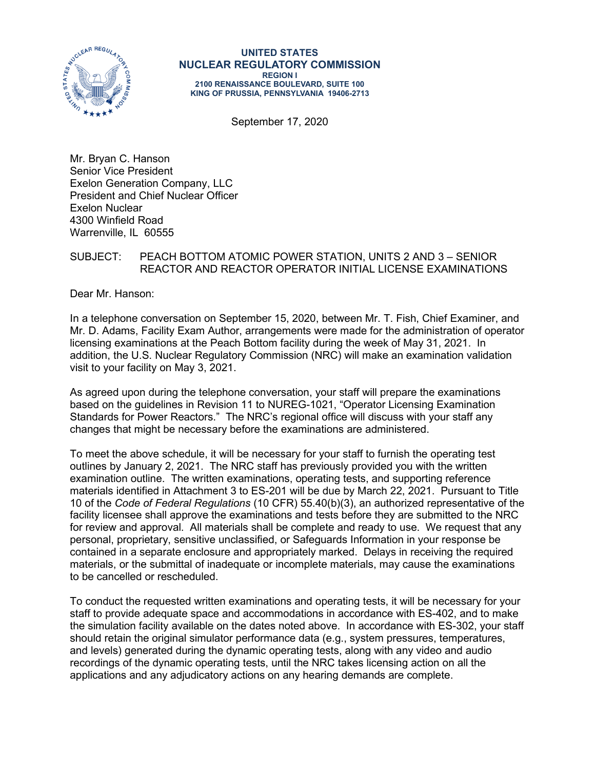**UNITED STATES**
**NUCLEAR REGULATORY COMMISSION**
**REGION I**
**2100 RENAISSANCE BOULEVARD, SUITE 100**
**KING OF PRUSSIA, PENNSYLVANIA 19406-2713**

September 17, 2020

Mr. Bryan C. Hanson
Senior Vice President
Exelon Generation Company, LLC
President and Chief Nuclear Officer
Exelon Nuclear
4300 Winfield Road
Warrenville, IL 60555

SUBJECT: PEACH BOTTOM ATOMIC POWER STATION, UNITS 2 AND 3 – SENIOR REACTOR AND REACTOR OPERATOR INITIAL LICENSE EXAMINATIONS

Dear Mr. Hanson:

In a telephone conversation on September 15, 2020, between Mr. T. Fish, Chief Examiner, and Mr. D. Adams, Facility Exam Author, arrangements were made for the administration of operator licensing examinations at the Peach Bottom facility during the week of May 31, 2021. In addition, the U.S. Nuclear Regulatory Commission (NRC) will make an examination validation visit to your facility on May 3, 2021.

As agreed upon during the telephone conversation, your staff will prepare the examinations based on the guidelines in Revision 11 to NUREG-1021, "Operator Licensing Examination Standards for Power Reactors." The NRC's regional office will discuss with your staff any changes that might be necessary before the examinations are administered.

To meet the above schedule, it will be necessary for your staff to furnish the operating test outlines by January 2, 2021. The NRC staff has previously provided you with the written examination outline. The written examinations, operating tests, and supporting reference materials identified in Attachment 3 to ES-201 will be due by March 22, 2021. Pursuant to Title 10 of the *Code of Federal Regulations* (10 CFR) 55.40(b)(3), an authorized representative of the facility licensee shall approve the examinations and tests before they are submitted to the NRC for review and approval. All materials shall be complete and ready to use. We request that any personal, proprietary, sensitive unclassified, or Safeguards Information in your response be contained in a separate enclosure and appropriately marked. Delays in receiving the required materials, or the submittal of inadequate or incomplete materials, may cause the examinations to be cancelled or rescheduled.

To conduct the requested written examinations and operating tests, it will be necessary for your staff to provide adequate space and accommodations in accordance with ES-402, and to make the simulation facility available on the dates noted above. In accordance with ES-302, your staff should retain the original simulator performance data (e.g., system pressures, temperatures, and levels) generated during the dynamic operating tests, along with any video and audio recordings of the dynamic operating tests, until the NRC takes licensing action on all the applications and any adjudicatory actions on any hearing demands are complete.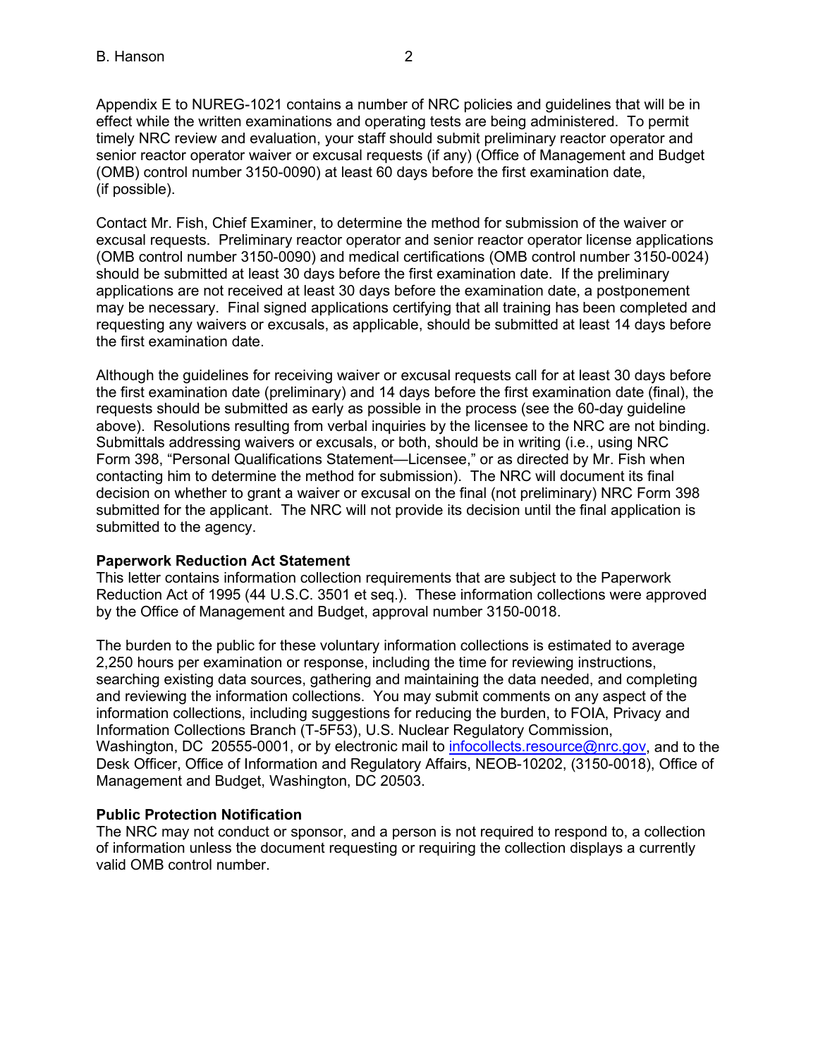Appendix E to NUREG-1021 contains a number of NRC policies and guidelines that will be in effect while the written examinations and operating tests are being administered. To permit timely NRC review and evaluation, your staff should submit preliminary reactor operator and senior reactor operator waiver or excusal requests (if any) (Office of Management and Budget (OMB) control number 3150-0090) at least 60 days before the first examination date, (if possible).

Contact Mr. Fish, Chief Examiner, to determine the method for submission of the waiver or excusal requests. Preliminary reactor operator and senior reactor operator license applications (OMB control number 3150-0090) and medical certifications (OMB control number 3150-0024) should be submitted at least 30 days before the first examination date. If the preliminary applications are not received at least 30 days before the examination date, a postponement may be necessary. Final signed applications certifying that all training has been completed and requesting any waivers or excusals, as applicable, should be submitted at least 14 days before the first examination date.

Although the guidelines for receiving waiver or excusal requests call for at least 30 days before the first examination date (preliminary) and 14 days before the first examination date (final), the requests should be submitted as early as possible in the process (see the 60-day guideline above). Resolutions resulting from verbal inquiries by the licensee to the NRC are not binding. Submittals addressing waivers or excusals, or both, should be in writing (i.e., using NRC Form 398, "Personal Qualifications Statement—Licensee," or as directed by Mr. Fish when contacting him to determine the method for submission). The NRC will document its final decision on whether to grant a waiver or excusal on the final (not preliminary) NRC Form 398 submitted for the applicant. The NRC will not provide its decision until the final application is submitted to the agency.

**Paperwork Reduction Act Statement**
This letter contains information collection requirements that are subject to the Paperwork Reduction Act of 1995 (44 U.S.C. 3501 et seq.). These information collections were approved by the Office of Management and Budget, approval number 3150-0018.

The burden to the public for these voluntary information collections is estimated to average 2,250 hours per examination or response, including the time for reviewing instructions, searching existing data sources, gathering and maintaining the data needed, and completing and reviewing the information collections. You may submit comments on any aspect of the information collections, including suggestions for reducing the burden, to FOIA, Privacy and Information Collections Branch (T-5F53), U.S. Nuclear Regulatory Commission, Washington, DC 20555-0001, or by electronic mail to infocollects.resource@nrc.gov, and to the Desk Officer, Office of Information and Regulatory Affairs, NEOB-10202, (3150-0018), Office of Management and Budget, Washington, DC 20503.

**Public Protection Notification**
The NRC may not conduct or sponsor, and a person is not required to respond to, a collection of information unless the document requesting or requiring the collection displays a currently valid OMB control number.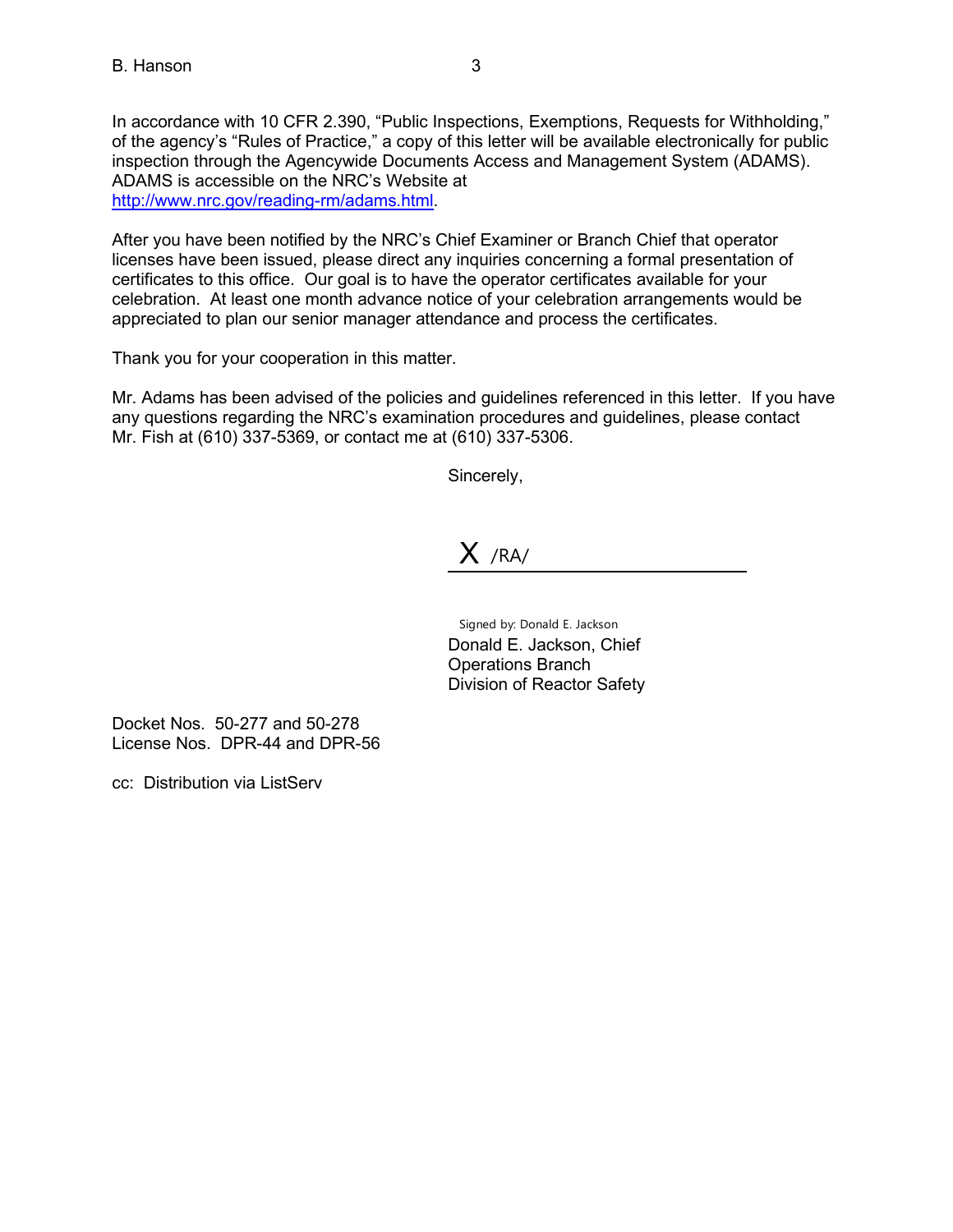In accordance with 10 CFR 2.390, "Public Inspections, Exemptions, Requests for Withholding," of the agency's "Rules of Practice," a copy of this letter will be available electronically for public inspection through the Agencywide Documents Access and Management System (ADAMS). ADAMS is accessible on the NRC's Website at [http://www.nrc.gov/reading-rm/adams.html](http://www.nrc.gov/reading-rm/adams.html).

After you have been notified by the NRC's Chief Examiner or Branch Chief that operator licenses have been issued, please direct any inquiries concerning a formal presentation of certificates to this office. Our goal is to have the operator certificates available for your celebration. At least one month advance notice of your celebration arrangements would be appreciated to plan our senior manager attendance and process the certificates.

Thank you for your cooperation in this matter.

Mr. Adams has been advised of the policies and guidelines referenced in this letter. If you have any questions regarding the NRC's examination procedures and guidelines, please contact Mr. Fish at (610) 337-5369, or contact me at (610) 337-5306.

Sincerely,

X /RA/

Signed by: Donald E. Jackson
Donald E. Jackson, Chief
Operations Branch
Division of Reactor Safety

Docket Nos. 50-277 and 50-278
License Nos. DPR-44 and DPR-56

cc: Distribution via ListServ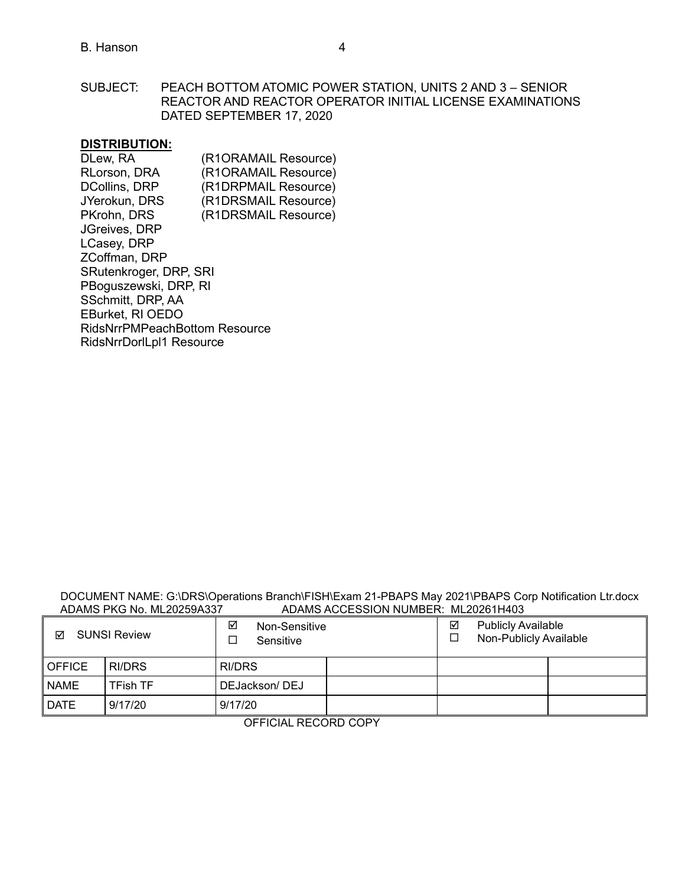SUBJECT: PEACH BOTTOM ATOMIC POWER STATION, UNITS 2 AND 3 – SENIOR REACTOR AND REACTOR OPERATOR INITIAL LICENSE EXAMINATIONS DATED SEPTEMBER 17, 2020

**DISTRIBUTION:**

DLew, RA (R1ORAMAIL Resource)
RLorson, DRA (R1ORAMAIL Resource)
DCollins, DRP (R1DRPMAIL Resource)
JYerokun, DRS (R1DRSMAIL Resource)
PKrohn, DRS (R1DRSMAIL Resource)
JGreives, DRP
LCasey, DRP
ZCoffman, DRP
SRutenkroger, DRP, SRI
PBoguszewski, DRP, RI
SSchmitt, DRP, AA
EBurket, RI OEDO
RidsNrrPMPeachBottom Resource
RidsNrrDorlLpl1 Resource

DOCUMENT NAME: G:\DRS\Operations Branch\FISH\Exam 21-PBAPS May 2021\PBAPS Corp Notification Ltr.docx
ADAMS PKG No. ML20259A337 ADAMS ACCESSION NUMBER: ML20261H403

| ☑ SUNSI Review | | ☑ Non-Sensitive ☐ Sensitive | | ☑ Publicly Available ☐ Non-Publicly Available | |
|---|---|---|---|---|---|
| OFFICE | RI/DRS | RI/DRS | | | |
| NAME | TFish TF | DEJackson/ DEJ | | | |
| DATE | 9/17/20 | 9/17/20 | | | |

OFFICIAL RECORD COPY